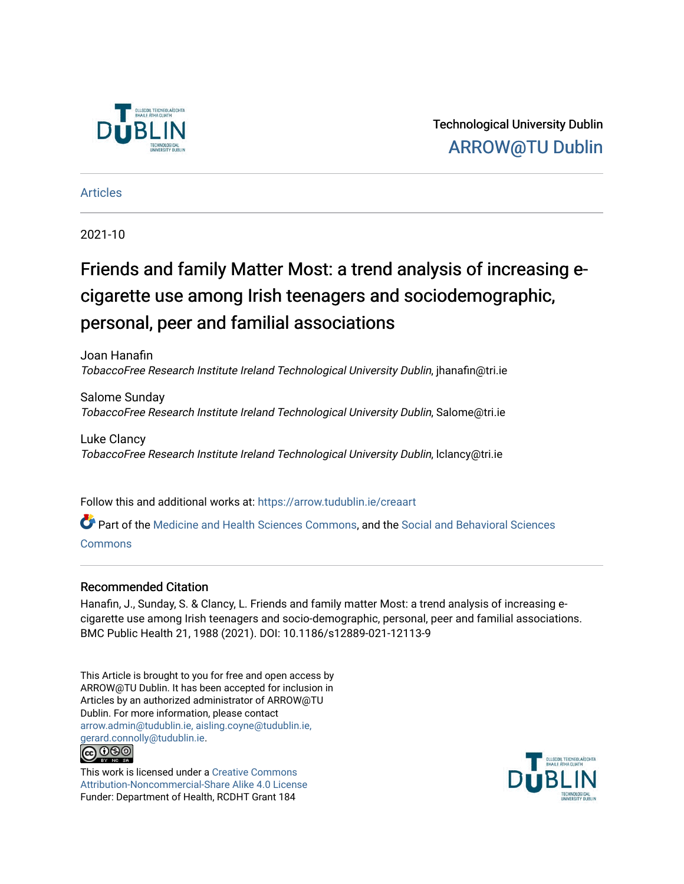Technological University Dublin

ARROW@TU Dublin

Articles

2021-10

# Friends and family Matter Most: a trend analysis of increasing e-cigarette use among Irish teenagers and sociodemographic, personal, peer and familial associations

Joan Hanafin
*TobaccoFree Research Institute Ireland Technological University Dublin*, jhanafin@tri.ie

Salome Sunday
*TobaccoFree Research Institute Ireland Technological University Dublin*, Salome@tri.ie

Luke Clancy
*TobaccoFree Research Institute Ireland Technological University Dublin*, lclancy@tri.ie

Follow this and additional works at: https://arrow.tudublin.ie/creaart

Part of the Medicine and Health Sciences Commons, and the Social and Behavioral Sciences Commons

## Recommended Citation

Hanafin, J., Sunday, S. & Clancy, L. Friends and family matter Most: a trend analysis of increasing e-cigarette use among Irish teenagers and socio-demographic, personal, peer and familial associations. BMC Public Health 21, 1988 (2021). DOI: 10.1186/s12889-021-12113-9

This Article is brought to you for free and open access by ARROW@TU Dublin. It has been accepted for inclusion in Articles by an authorized administrator of ARROW@TU Dublin. For more information, please contact arrow.admin@tudublin.ie, aisling.coyne@tudublin.ie, gerard.connolly@tudublin.ie.

This work is licensed under a Creative Commons Attribution-Noncommercial-Share Alike 4.0 License
Funder: Department of Health, RCDHT Grant 184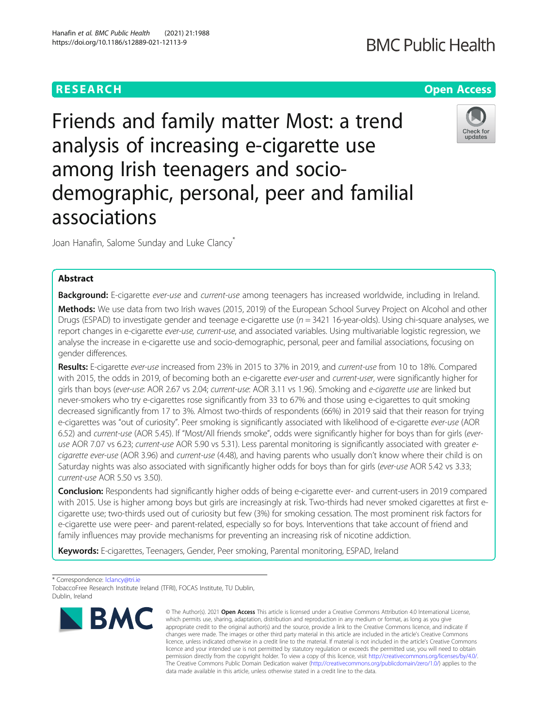# Friends and family matter Most: a trend analysis of increasing e-cigarette use among Irish teenagers and socio-demographic, personal, peer and familial associations

Joan Hanafin, Salome Sunday and Luke Clancy*

## Abstract

**Background:** E-cigarette *ever-use* and *current-use* among teenagers has increased worldwide, including in Ireland.

**Methods:** We use data from two Irish waves (2015, 2019) of the European School Survey Project on Alcohol and other Drugs (ESPAD) to investigate gender and teenage e-cigarette use ($n = 3421$ 16-year-olds). Using chi-square analyses, we report changes in e-cigarette *ever-use, current-use*, and associated variables. Using multivariable logistic regression, we analyse the increase in e-cigarette use and socio-demographic, personal, peer and familial associations, focusing on gender differences.

**Results:** E-cigarette *ever-use* increased from 23% in 2015 to 37% in 2019, and *current-use* from 10 to 18%. Compared with 2015, the odds in 2019, of becoming both an e-cigarette *ever-user* and *current-user*, were significantly higher for girls than boys (*ever-use*: AOR 2.67 vs 2.04; *current-use*: AOR 3.11 vs 1.96). Smoking and *e-cigarette use* are linked but never-smokers who try e-cigarettes rose significantly from 33 to 67% and those using e-cigarettes to quit smoking decreased significantly from 17 to 3%. Almost two-thirds of respondents (66%) in 2019 said that their reason for trying e-cigarettes was "out of curiosity". Peer smoking is significantly associated with likelihood of e-cigarette *ever-use* (AOR 6.52) and *current-use* (AOR 5.45). If "Most/All friends smoke", odds were significantly higher for boys than for girls (*ever-use* AOR 7.07 vs 6.23; *current-use* AOR 5.90 vs 5.31). Less parental monitoring is significantly associated with greater *e-cigarette ever-use* (AOR 3.96) and *current-use* (4.48), and having parents who usually don't know where their child is on Saturday nights was also associated with significantly higher odds for boys than for girls (*ever-use* AOR 5.42 vs 3.33; *current-use* AOR 5.50 vs 3.50).

**Conclusion:** Respondents had significantly higher odds of being e-cigarette ever- and current-users in 2019 compared with 2015. Use is higher among boys but girls are increasingly at risk. Two-thirds had never smoked cigarettes at first e-cigarette use; two-thirds used out of curiosity but few (3%) for smoking cessation. The most prominent risk factors for e-cigarette use were peer- and parent-related, especially so for boys. Interventions that take account of friend and family influences may provide mechanisms for preventing an increasing risk of nicotine addiction.

**Keywords:** E-cigarettes, Teenagers, Gender, Peer smoking, Parental monitoring, ESPAD, Ireland

* Correspondence: lclancy@tri.ie
TobaccoFree Research Institute Ireland (TFRI), FOCAS Institute, TU Dublin, Dublin, Ireland

© The Author(s). 2021 **Open Access** This article is licensed under a Creative Commons Attribution 4.0 International License, which permits use, sharing, adaptation, distribution and reproduction in any medium or format, as long as you give appropriate credit to the original author(s) and the source, provide a link to the Creative Commons licence, and indicate if changes were made. The images or other third party material in this article are included in the article's Creative Commons licence, unless indicated otherwise in a credit line to the material. If material is not included in the article's Creative Commons licence and your intended use is not permitted by statutory regulation or exceeds the permitted use, you will need to obtain permission directly from the copyright holder. To view a copy of this licence, visit http://creativecommons.org/licenses/by/4.0/. The Creative Commons Public Domain Dedication waiver (http://creativecommons.org/publicdomain/zero/1.0/) applies to the data made available in this article, unless otherwise stated in a credit line to the data.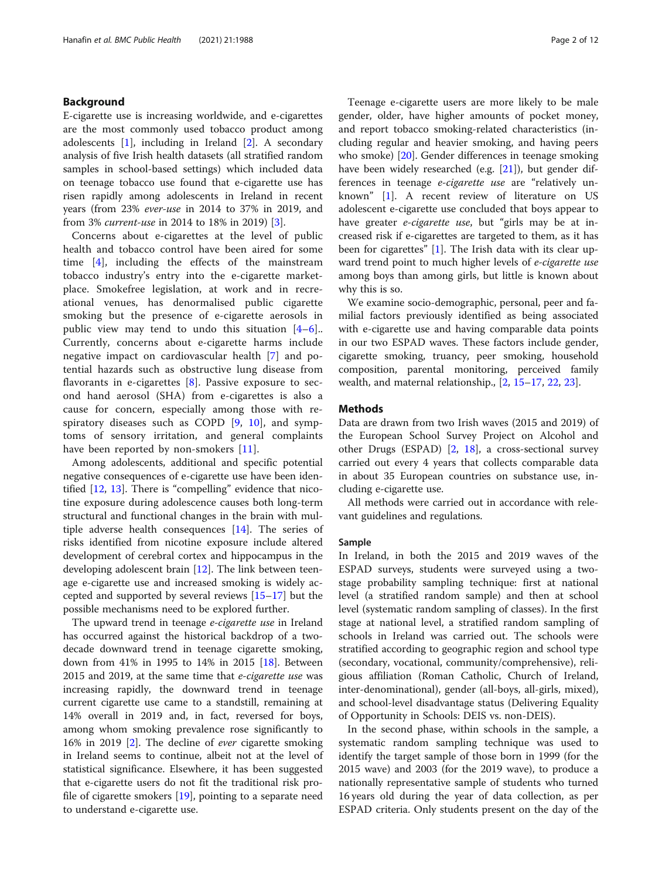## Background

E-cigarette use is increasing worldwide, and e-cigarettes are the most commonly used tobacco product among adolescents [1], including in Ireland [2]. A secondary analysis of five Irish health datasets (all stratified random samples in school-based settings) which included data on teenage tobacco use found that e-cigarette use has risen rapidly among adolescents in Ireland in recent years (from 23% *ever-use* in 2014 to 37% in 2019, and from 3% *current-use* in 2014 to 18% in 2019) [3].

Concerns about e-cigarettes at the level of public health and tobacco control have been aired for some time [4], including the effects of the mainstream tobacco industry's entry into the e-cigarette marketplace. Smokefree legislation, at work and in recreational venues, has denormalised public cigarette smoking but the presence of e-cigarette aerosols in public view may tend to undo this situation [4–6].. Currently, concerns about e-cigarette harms include negative impact on cardiovascular health [7] and potential hazards such as obstructive lung disease from flavorants in e-cigarettes [8]. Passive exposure to second hand aerosol (SHA) from e-cigarettes is also a cause for concern, especially among those with respiratory diseases such as COPD [9, 10], and symptoms of sensory irritation, and general complaints have been reported by non-smokers [11].

Among adolescents, additional and specific potential negative consequences of e-cigarette use have been identified [12, 13]. There is "compelling" evidence that nicotine exposure during adolescence causes both long-term structural and functional changes in the brain with multiple adverse health consequences [14]. The series of risks identified from nicotine exposure include altered development of cerebral cortex and hippocampus in the developing adolescent brain [12]. The link between teenage e-cigarette use and increased smoking is widely accepted and supported by several reviews [15–17] but the possible mechanisms need to be explored further.

The upward trend in teenage *e-cigarette use* in Ireland has occurred against the historical backdrop of a two-decade downward trend in teenage cigarette smoking, down from 41% in 1995 to 14% in 2015 [18]. Between 2015 and 2019, at the same time that *e-cigarette use* was increasing rapidly, the downward trend in teenage current cigarette use came to a standstill, remaining at 14% overall in 2019 and, in fact, reversed for boys, among whom smoking prevalence rose significantly to 16% in 2019 [2]. The decline of *ever* cigarette smoking in Ireland seems to continue, albeit not at the level of statistical significance. Elsewhere, it has been suggested that e-cigarette users do not fit the traditional risk profile of cigarette smokers [19], pointing to a separate need to understand e-cigarette use.

Teenage e-cigarette users are more likely to be male gender, older, have higher amounts of pocket money, and report tobacco smoking-related characteristics (including regular and heavier smoking, and having peers who smoke) [20]. Gender differences in teenage smoking have been widely researched (e.g. [21]), but gender differences in teenage *e-cigarette use* are "relatively unknown" [1]. A recent review of literature on US adolescent e-cigarette use concluded that boys appear to have greater *e-cigarette use*, but "girls may be at increased risk if e-cigarettes are targeted to them, as it has been for cigarettes" [1]. The Irish data with its clear upward trend point to much higher levels of *e-cigarette use* among boys than among girls, but little is known about why this is so.

We examine socio-demographic, personal, peer and familial factors previously identified as being associated with e-cigarette use and having comparable data points in our two ESPAD waves. These factors include gender, cigarette smoking, truancy, peer smoking, household composition, parental monitoring, perceived family wealth, and maternal relationship., [2, 15–17, 22, 23].

## Methods

Data are drawn from two Irish waves (2015 and 2019) of the European School Survey Project on Alcohol and other Drugs (ESPAD) [2, 18], a cross-sectional survey carried out every 4 years that collects comparable data in about 35 European countries on substance use, including e-cigarette use.

All methods were carried out in accordance with relevant guidelines and regulations.

### Sample

In Ireland, in both the 2015 and 2019 waves of the ESPAD surveys, students were surveyed using a two-stage probability sampling technique: first at national level (a stratified random sample) and then at school level (systematic random sampling of classes). In the first stage at national level, a stratified random sampling of schools in Ireland was carried out. The schools were stratified according to geographic region and school type (secondary, vocational, community/comprehensive), religious affiliation (Roman Catholic, Church of Ireland, inter-denominational), gender (all-boys, all-girls, mixed), and school-level disadvantage status (Delivering Equality of Opportunity in Schools: DEIS vs. non-DEIS).

In the second phase, within schools in the sample, a systematic random sampling technique was used to identify the target sample of those born in 1999 (for the 2015 wave) and 2003 (for the 2019 wave), to produce a nationally representative sample of students who turned 16 years old during the year of data collection, as per ESPAD criteria. Only students present on the day of the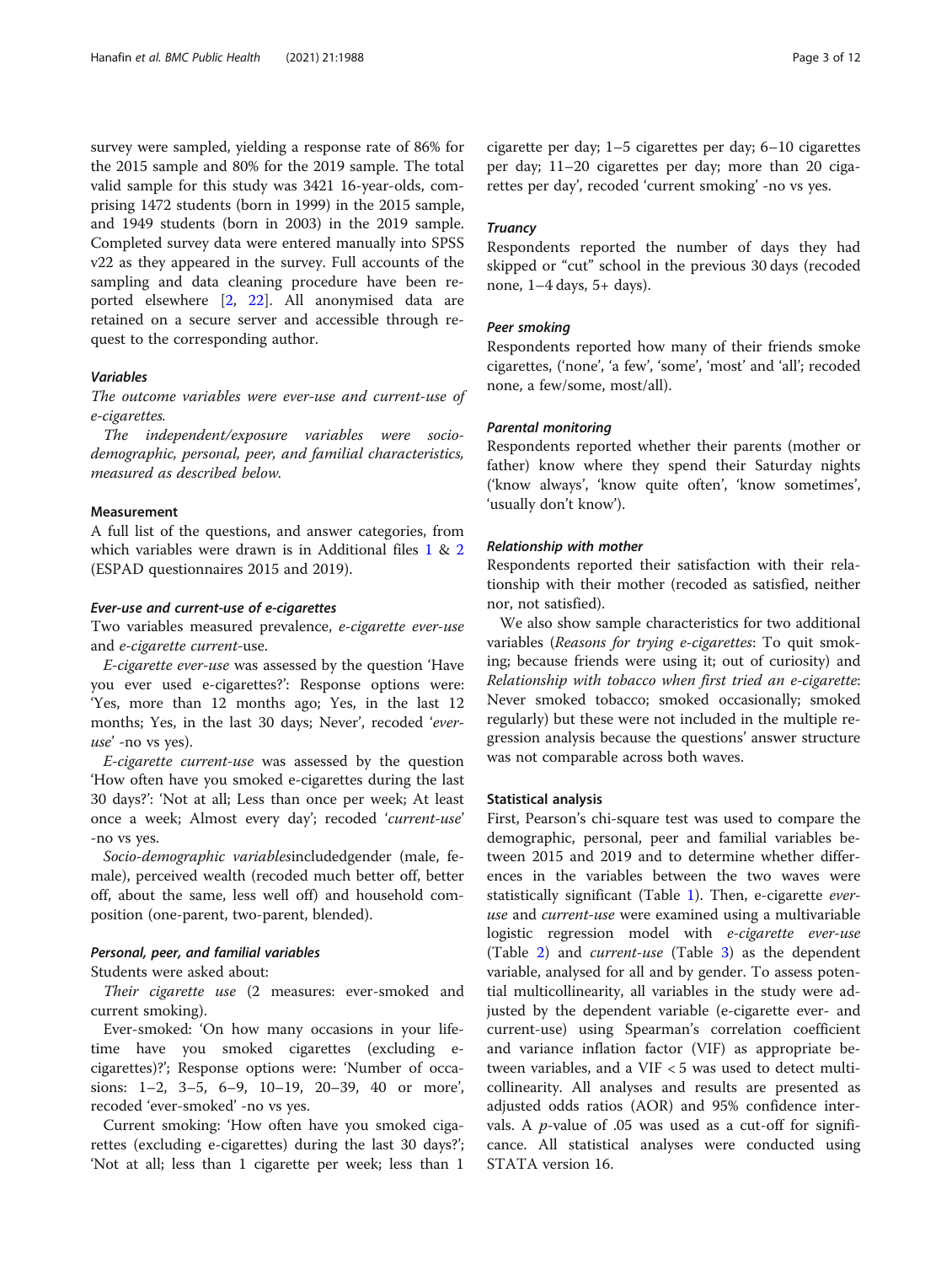survey were sampled, yielding a response rate of 86% for the 2015 sample and 80% for the 2019 sample. The total valid sample for this study was 3421 16-year-olds, comprising 1472 students (born in 1999) in the 2015 sample, and 1949 students (born in 2003) in the 2019 sample. Completed survey data were entered manually into SPSS v22 as they appeared in the survey. Full accounts of the sampling and data cleaning procedure have been reported elsewhere [2, 22]. All anonymised data are retained on a secure server and accessible through request to the corresponding author.

#### Variables

*The outcome variables were ever-use and current-use of e-cigarettes.*

*The independent/exposure variables were socio-demographic, personal, peer, and familial characteristics, measured as described below.*

### Measurement

A full list of the questions, and answer categories, from which variables were drawn is in Additional files 1 & 2 (ESPAD questionnaires 2015 and 2019).

#### Ever-use and current-use of e-cigarettes

Two variables measured prevalence, *e-cigarette ever-use* and *e-cigarette current*-use.

*E-cigarette ever-use* was assessed by the question 'Have you ever used e-cigarettes?': Response options were: 'Yes, more than 12 months ago; Yes, in the last 12 months; Yes, in the last 30 days; Never', recoded '*ever-use*' -no vs yes).

*E-cigarette current-use* was assessed by the question 'How often have you smoked e-cigarettes during the last 30 days?': 'Not at all; Less than once per week; At least once a week; Almost every day'; recoded '*current-use*' -no vs yes.

*Socio-demographic variables*includedgender (male, female), perceived wealth (recoded much better off, better off, about the same, less well off) and household composition (one-parent, two-parent, blended).

#### Personal, peer, and familial variables

Students were asked about:

*Their cigarette use* (2 measures: ever-smoked and current smoking).

Ever-smoked: 'On how many occasions in your lifetime have you smoked cigarettes (excluding e-cigarettes)?'; Response options were: 'Number of occasions: 1–2, 3–5, 6–9, 10–19, 20–39, 40 or more', recoded 'ever-smoked' -no vs yes.

Current smoking: 'How often have you smoked cigarettes (excluding e-cigarettes) during the last 30 days?'; 'Not at all; less than 1 cigarette per week; less than 1 cigarette per day; 1–5 cigarettes per day; 6–10 cigarettes per day; 11–20 cigarettes per day; more than 20 cigarettes per day', recoded 'current smoking' -no vs yes.

#### Truancy

Respondents reported the number of days they had skipped or "cut" school in the previous 30 days (recoded none, 1–4 days, 5+ days).

#### Peer smoking

Respondents reported how many of their friends smoke cigarettes, ('none', 'a few', 'some', 'most' and 'all'; recoded none, a few/some, most/all).

#### Parental monitoring

Respondents reported whether their parents (mother or father) know where they spend their Saturday nights ('know always', 'know quite often', 'know sometimes', 'usually don't know').

#### Relationship with mother

Respondents reported their satisfaction with their relationship with their mother (recoded as satisfied, neither nor, not satisfied).

We also show sample characteristics for two additional variables (*Reasons for trying e-cigarettes*: To quit smoking; because friends were using it; out of curiosity) and *Relationship with tobacco when first tried an e-cigarette*: Never smoked tobacco; smoked occasionally; smoked regularly) but these were not included in the multiple regression analysis because the questions' answer structure was not comparable across both waves.

### Statistical analysis

First, Pearson's chi-square test was used to compare the demographic, personal, peer and familial variables between 2015 and 2019 and to determine whether differences in the variables between the two waves were statistically significant (Table 1). Then, e-cigarette *ever-use* and *current-use* were examined using a multivariable logistic regression model with *e-cigarette ever-use* (Table 2) and *current-use* (Table 3) as the dependent variable, analysed for all and by gender. To assess potential multicollinearity, all variables in the study were adjusted by the dependent variable (e-cigarette ever- and current-use) using Spearman's correlation coefficient and variance inflation factor (VIF) as appropriate between variables, and a VIF < 5 was used to detect multicollinearity. All analyses and results are presented as adjusted odds ratios (AOR) and 95% confidence intervals. A $p$-value of .05 was used as a cut-off for significance. All statistical analyses were conducted using STATA version 16.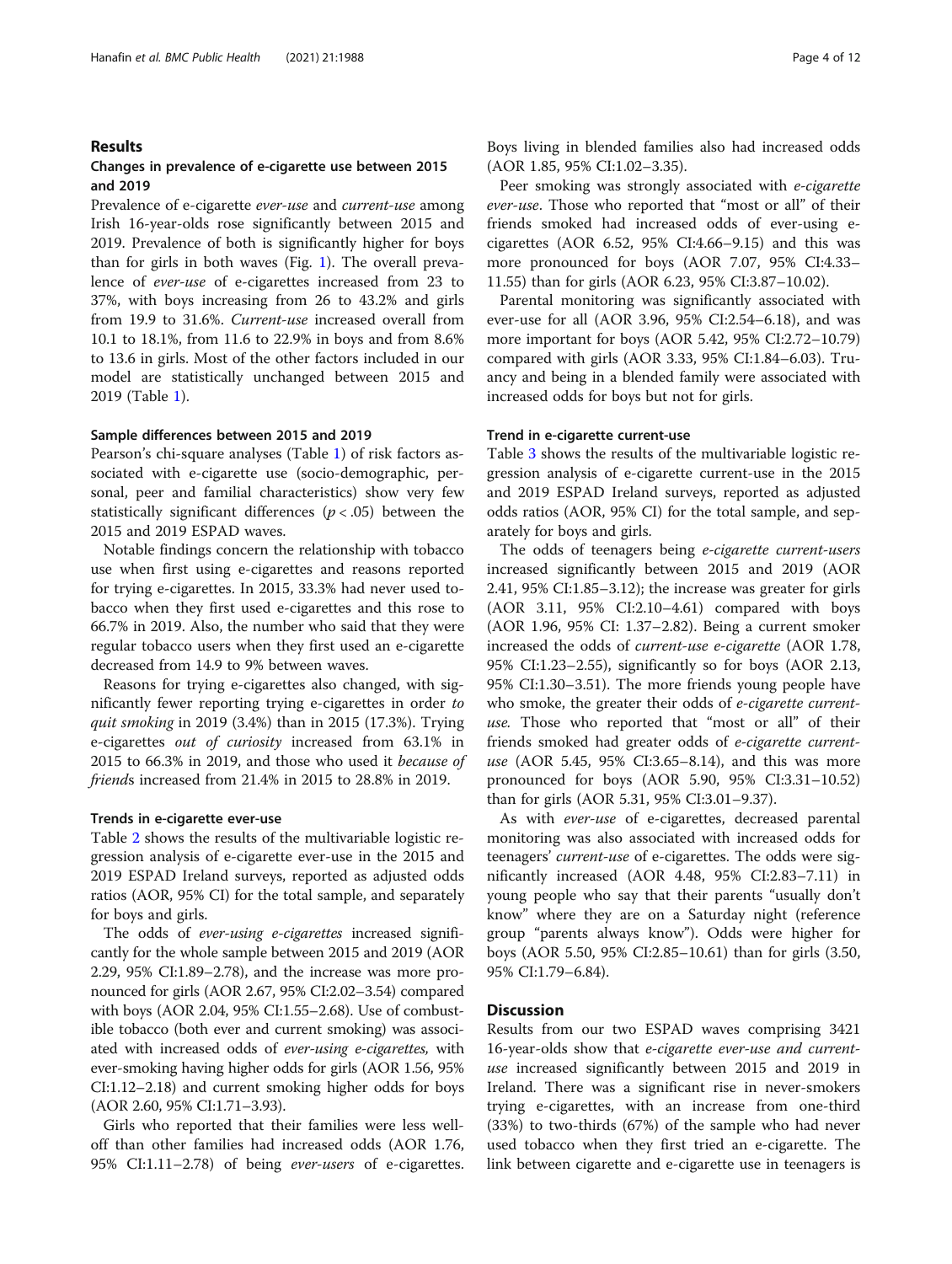## Results

### Changes in prevalence of e-cigarette use between 2015 and 2019

Prevalence of e-cigarette *ever-use* and *current-use* among Irish 16-year-olds rose significantly between 2015 and 2019. Prevalence of both is significantly higher for boys than for girls in both waves (Fig. 1). The overall prevalence of *ever-use* of e-cigarettes increased from 23 to 37%, with boys increasing from 26 to 43.2% and girls from 19.9 to 31.6%. *Current-use* increased overall from 10.1 to 18.1%, from 11.6 to 22.9% in boys and from 8.6% to 13.6 in girls. Most of the other factors included in our model are statistically unchanged between 2015 and 2019 (Table 1).

#### Sample differences between 2015 and 2019

Pearson's chi-square analyses (Table 1) of risk factors associated with e-cigarette use (socio-demographic, personal, peer and familial characteristics) show very few statistically significant differences ($p < .05$) between the 2015 and 2019 ESPAD waves.

Notable findings concern the relationship with tobacco use when first using e-cigarettes and reasons reported for trying e-cigarettes. In 2015, 33.3% had never used tobacco when they first used e-cigarettes and this rose to 66.7% in 2019. Also, the number who said that they were regular tobacco users when they first used an e-cigarette decreased from 14.9 to 9% between waves.

Reasons for trying e-cigarettes also changed, with significantly fewer reporting trying e-cigarettes in order *to quit smoking* in 2019 (3.4%) than in 2015 (17.3%). Trying e-cigarettes *out of curiosity* increased from 63.1% in 2015 to 66.3% in 2019, and those who used it *because of friends* increased from 21.4% in 2015 to 28.8% in 2019.

#### Trends in e-cigarette ever-use

Table 2 shows the results of the multivariable logistic regression analysis of e-cigarette ever-use in the 2015 and 2019 ESPAD Ireland surveys, reported as adjusted odds ratios (AOR, 95% CI) for the total sample, and separately for boys and girls.

The odds of *ever-using e-cigarettes* increased significantly for the whole sample between 2015 and 2019 (AOR 2.29, 95% CI:1.89–2.78), and the increase was more pronounced for girls (AOR 2.67, 95% CI:2.02–3.54) compared with boys (AOR 2.04, 95% CI:1.55–2.68). Use of combustible tobacco (both ever and current smoking) was associated with increased odds of *ever-using e-cigarettes,* with ever-smoking having higher odds for girls (AOR 1.56, 95% CI:1.12–2.18) and current smoking higher odds for boys (AOR 2.60, 95% CI:1.71–3.93).

Girls who reported that their families were less well-off than other families had increased odds (AOR 1.76, 95% CI:1.11–2.78) of being *ever-users* of e-cigarettes. Boys living in blended families also had increased odds (AOR 1.85, 95% CI:1.02–3.35).

Peer smoking was strongly associated with *e-cigarette ever-use*. Those who reported that "most or all" of their friends smoked had increased odds of ever-using e-cigarettes (AOR 6.52, 95% CI:4.66–9.15) and this was more pronounced for boys (AOR 7.07, 95% CI:4.33–11.55) than for girls (AOR 6.23, 95% CI:3.87–10.02).

Parental monitoring was significantly associated with ever-use for all (AOR 3.96, 95% CI:2.54–6.18), and was more important for boys (AOR 5.42, 95% CI:2.72–10.79) compared with girls (AOR 3.33, 95% CI:1.84–6.03). Truancy and being in a blended family were associated with increased odds for boys but not for girls.

#### Trend in e-cigarette current-use

Table 3 shows the results of the multivariable logistic regression analysis of e-cigarette current-use in the 2015 and 2019 ESPAD Ireland surveys, reported as adjusted odds ratios (AOR, 95% CI) for the total sample, and separately for boys and girls.

The odds of teenagers being *e-cigarette current-users* increased significantly between 2015 and 2019 (AOR 2.41, 95% CI:1.85–3.12); the increase was greater for girls (AOR 3.11, 95% CI:2.10–4.61) compared with boys (AOR 1.96, 95% CI: 1.37–2.82). Being a current smoker increased the odds of *current-use e-cigarette* (AOR 1.78, 95% CI:1.23–2.55), significantly so for boys (AOR 2.13, 95% CI:1.30–3.51). The more friends young people have who smoke, the greater their odds of *e-cigarette current-use.* Those who reported that "most or all" of their friends smoked had greater odds of *e-cigarette current-use* (AOR 5.45, 95% CI:3.65–8.14), and this was more pronounced for boys (AOR 5.90, 95% CI:3.31–10.52) than for girls (AOR 5.31, 95% CI:3.01–9.37).

As with *ever-use* of e-cigarettes, decreased parental monitoring was also associated with increased odds for teenagers' *current-use* of e-cigarettes. The odds were significantly increased (AOR 4.48, 95% CI:2.83–7.11) in young people who say that their parents "usually don't know" where they are on a Saturday night (reference group "parents always know"). Odds were higher for boys (AOR 5.50, 95% CI:2.85–10.61) than for girls (3.50, 95% CI:1.79–6.84).

## Discussion

Results from our two ESPAD waves comprising 3421 16-year-olds show that *e-cigarette ever-use and current-use* increased significantly between 2015 and 2019 in Ireland. There was a significant rise in never-smokers trying e-cigarettes, with an increase from one-third (33%) to two-thirds (67%) of the sample who had never used tobacco when they first tried an e-cigarette. The link between cigarette and e-cigarette use in teenagers is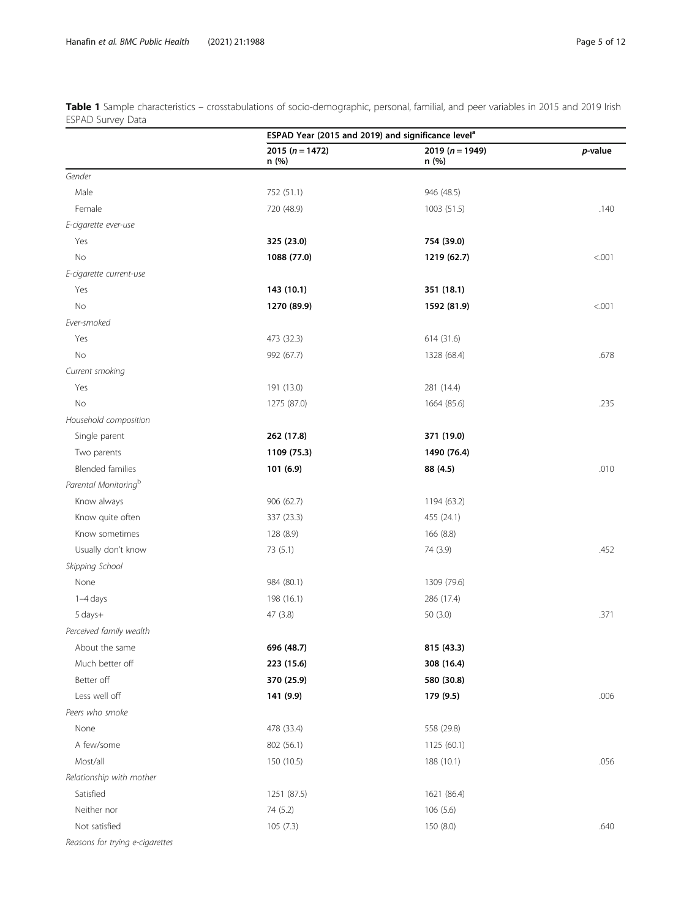**Table 1** Sample characteristics – crosstabulations of socio-demographic, personal, familial, and peer variables in 2015 and 2019 Irish ESPAD Survey Data

| | ESPAD Year (2015 and 2019) and significance level[a] | | |
|---|---|---|---|
| | 2015 ($n = 1472$) n (%) | 2019 ($n = 1949$) n (%) | *p*-value |
| *Gender* | | | |
| Male | 752 (51.1) | 946 (48.5) | |
| Female | 720 (48.9) | 1003 (51.5) | .140 |
| *E-cigarette ever-use* | | | |
| Yes | **325 (23.0)** | **754 (39.0)** | |
| No | **1088 (77.0)** | **1219 (62.7)** | <.001 |
| *E-cigarette current-use* | | | |
| Yes | **143 (10.1)** | **351 (18.1)** | |
| No | **1270 (89.9)** | **1592 (81.9)** | <.001 |
| *Ever-smoked* | | | |
| Yes | 473 (32.3) | 614 (31.6) | |
| No | 992 (67.7) | 1328 (68.4) | .678 |
| *Current smoking* | | | |
| Yes | 191 (13.0) | 281 (14.4) | |
| No | 1275 (87.0) | 1664 (85.6) | .235 |
| *Household composition* | | | |
| Single parent | **262 (17.8)** | **371 (19.0)** | |
| Two parents | **1109 (75.3)** | **1490 (76.4)** | |
| Blended families | **101 (6.9)** | **88 (4.5)** | .010 |
| *Parental Monitoring*[b] | | | |
| Know always | 906 (62.7) | 1194 (63.2) | |
| Know quite often | 337 (23.3) | 455 (24.1) | |
| Know sometimes | 128 (8.9) | 166 (8.8) | |
| Usually don't know | 73 (5.1) | 74 (3.9) | .452 |
| *Skipping School* | | | |
| None | 984 (80.1) | 1309 (79.6) | |
| 1–4 days | 198 (16.1) | 286 (17.4) | |
| 5 days+ | 47 (3.8) | 50 (3.0) | .371 |
| *Perceived family wealth* | | | |
| About the same | **696 (48.7)** | **815 (43.3)** | |
| Much better off | **223 (15.6)** | **308 (16.4)** | |
| Better off | **370 (25.9)** | **580 (30.8)** | |
| Less well off | **141 (9.9)** | **179 (9.5)** | .006 |
| *Peers who smoke* | | | |
| None | 478 (33.4) | 558 (29.8) | |
| A few/some | 802 (56.1) | 1125 (60.1) | |
| Most/all | 150 (10.5) | 188 (10.1) | .056 |
| *Relationship with mother* | | | |
| Satisfied | 1251 (87.5) | 1621 (86.4) | |
| Neither nor | 74 (5.2) | 106 (5.6) | |
| Not satisfied | 105 (7.3) | 150 (8.0) | .640 |
| *Reasons for trying e-cigarettes* | | | |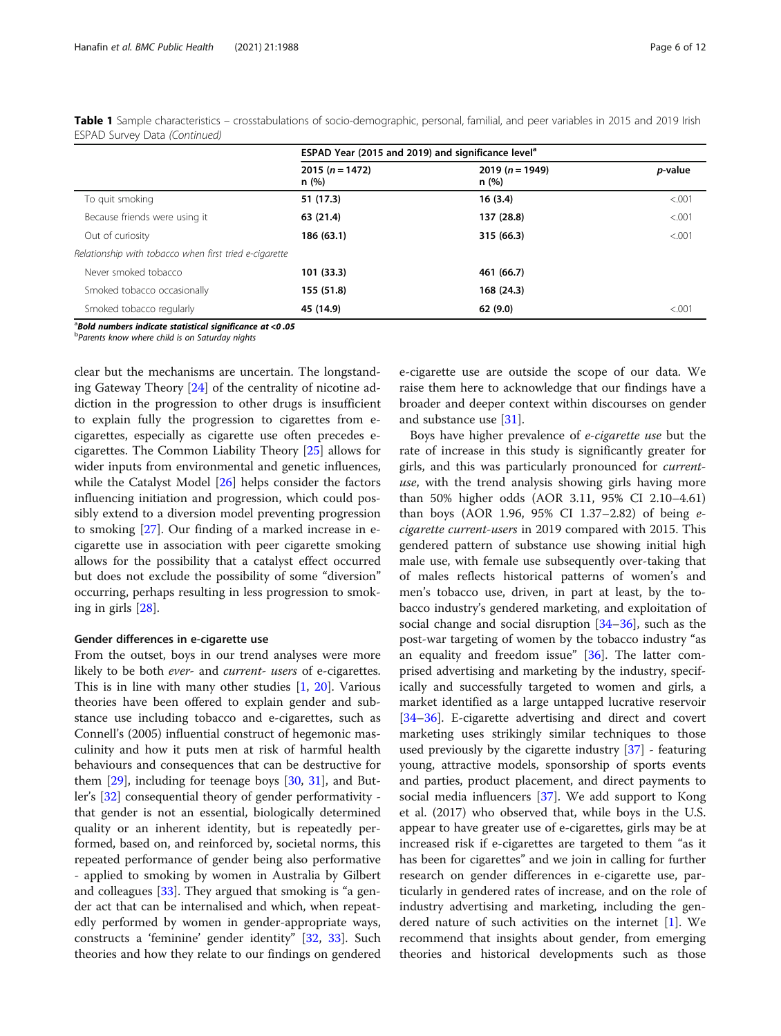**Table 1** Sample characteristics – crosstabulations of socio-demographic, personal, familial, and peer variables in 2015 and 2019 Irish ESPAD Survey Data *(Continued)*

| | ESPAD Year (2015 and 2019) and significance level[a] | | |
|---|---|---|---|
| | 2015 (*n* = 1472) n (%) | 2019 (*n* = 1949) n (%) | *p*-value |
| To quit smoking | **51 (17.3)** | **16 (3.4)** | <.001 |
| Because friends were using it | **63 (21.4)** | **137 (28.8)** | <.001 |
| Out of curiosity | **186 (63.1)** | **315 (66.3)** | <.001 |
| *Relationship with tobacco when first tried e-cigarette* | | | |
| Never smoked tobacco | **101 (33.3)** | **461 (66.7)** | |
| Smoked tobacco occasionally | **155 (51.8)** | **168 (24.3)** | |
| Smoked tobacco regularly | **45 (14.9)** | **62 (9.0)** | <.001 |

[a] ***Bold numbers indicate statistical significance at <0 .05***
[b] *Parents know where child is on Saturday nights*

clear but the mechanisms are uncertain. The longstanding Gateway Theory [24] of the centrality of nicotine addiction in the progression to other drugs is insufficient to explain fully the progression to cigarettes from e-cigarettes, especially as cigarette use often precedes e-cigarettes. The Common Liability Theory [25] allows for wider inputs from environmental and genetic influences, while the Catalyst Model [26] helps consider the factors influencing initiation and progression, which could possibly extend to a diversion model preventing progression to smoking [27]. Our finding of a marked increase in e-cigarette use in association with peer cigarette smoking allows for the possibility that a catalyst effect occurred but does not exclude the possibility of some "diversion" occurring, perhaps resulting in less progression to smoking in girls [28].

#### Gender differences in e-cigarette use

From the outset, boys in our trend analyses were more likely to be both *ever-* and *current- users* of e-cigarettes. This is in line with many other studies [1, 20]. Various theories have been offered to explain gender and substance use including tobacco and e-cigarettes, such as Connell's (2005) influential construct of hegemonic masculinity and how it puts men at risk of harmful health behaviours and consequences that can be destructive for them [29], including for teenage boys [30, 31], and Butler's [32] consequential theory of gender performativity - that gender is not an essential, biologically determined quality or an inherent identity, but is repeatedly performed, based on, and reinforced by, societal norms, this repeated performance of gender being also performative - applied to smoking by women in Australia by Gilbert and colleagues [33]. They argued that smoking is "a gender act that can be internalised and which, when repeatedly performed by women in gender-appropriate ways, constructs a 'feminine' gender identity" [32, 33]. Such theories and how they relate to our findings on gendered e-cigarette use are outside the scope of our data. We raise them here to acknowledge that our findings have a broader and deeper context within discourses on gender and substance use [31].

Boys have higher prevalence of *e-cigarette use* but the rate of increase in this study is significantly greater for girls, and this was particularly pronounced for *current-use*, with the trend analysis showing girls having more than 50% higher odds (AOR 3.11, 95% CI 2.10–4.61) than boys (AOR 1.96, 95% CI 1.37–2.82) of being *e-cigarette current-users* in 2019 compared with 2015. This gendered pattern of substance use showing initial high male use, with female use subsequently over-taking that of males reflects historical patterns of women's and men's tobacco use, driven, in part at least, by the tobacco industry's gendered marketing, and exploitation of social change and social disruption [34–36], such as the post-war targeting of women by the tobacco industry "as an equality and freedom issue" [36]. The latter comprised advertising and marketing by the industry, specifically and successfully targeted to women and girls, a market identified as a large untapped lucrative reservoir [34–36]. E-cigarette advertising and direct and covert marketing uses strikingly similar techniques to those used previously by the cigarette industry [37] - featuring young, attractive models, sponsorship of sports events and parties, product placement, and direct payments to social media influencers [37]. We add support to Kong et al. (2017) who observed that, while boys in the U.S. appear to have greater use of e-cigarettes, girls may be at increased risk if e-cigarettes are targeted to them "as it has been for cigarettes" and we join in calling for further research on gender differences in e-cigarette use, particularly in gendered rates of increase, and on the role of industry advertising and marketing, including the gendered nature of such activities on the internet [1]. We recommend that insights about gender, from emerging theories and historical developments such as those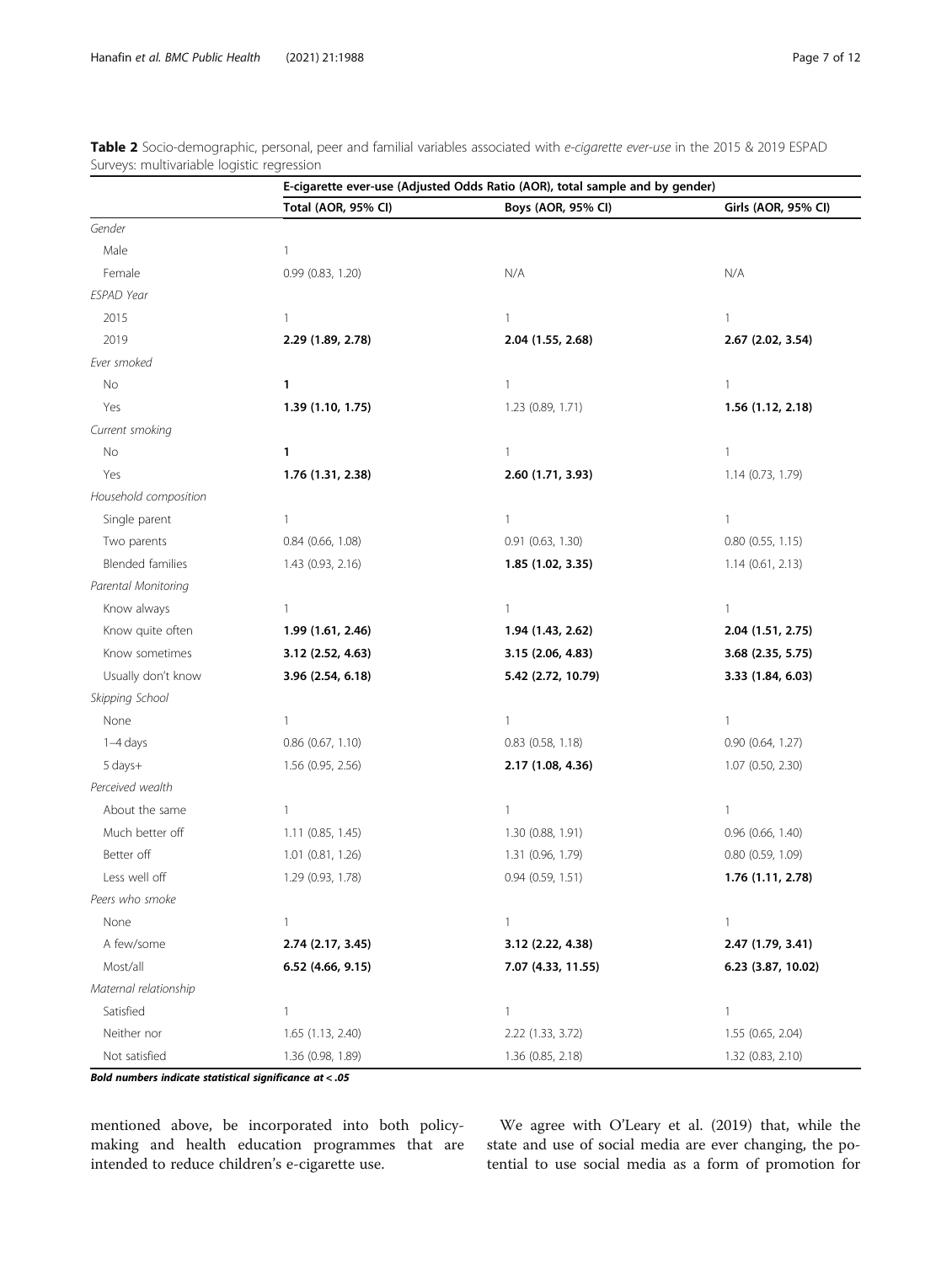**Table 2** Socio-demographic, personal, peer and familial variables associated with *e-cigarette ever-use* in the 2015 & 2019 ESPAD Surveys: multivariable logistic regression

| | E-cigarette ever-use (Adjusted Odds Ratio (AOR), total sample and by gender) | | |
|---|---|---|---|
| | **Total (AOR, 95% CI)** | **Boys (AOR, 95% CI)** | **Girls (AOR, 95% CI)** |
| *Gender* | | | |
| Male | 1 | | |
| Female | 0.99 (0.83, 1.20) | N/A | N/A |
| *ESPAD Year* | | | |
| 2015 | 1 | 1 | 1 |
| 2019 | **2.29 (1.89, 2.78)** | **2.04 (1.55, 2.68)** | **2.67 (2.02, 3.54)** |
| *Ever smoked* | | | |
| No | **1** | 1 | 1 |
| Yes | **1.39 (1.10, 1.75)** | 1.23 (0.89, 1.71) | **1.56 (1.12, 2.18)** |
| *Current smoking* | | | |
| No | **1** | 1 | 1 |
| Yes | **1.76 (1.31, 2.38)** | **2.60 (1.71, 3.93)** | 1.14 (0.73, 1.79) |
| *Household composition* | | | |
| Single parent | 1 | 1 | 1 |
| Two parents | 0.84 (0.66, 1.08) | 0.91 (0.63, 1.30) | 0.80 (0.55, 1.15) |
| Blended families | 1.43 (0.93, 2.16) | **1.85 (1.02, 3.35)** | 1.14 (0.61, 2.13) |
| *Parental Monitoring* | | | |
| Know always | 1 | 1 | 1 |
| Know quite often | **1.99 (1.61, 2.46)** | **1.94 (1.43, 2.62)** | **2.04 (1.51, 2.75)** |
| Know sometimes | **3.12 (2.52, 4.63)** | **3.15 (2.06, 4.83)** | **3.68 (2.35, 5.75)** |
| Usually don't know | **3.96 (2.54, 6.18)** | **5.42 (2.72, 10.79)** | **3.33 (1.84, 6.03)** |
| *Skipping School* | | | |
| None | 1 | 1 | 1 |
| 1–4 days | 0.86 (0.67, 1.10) | 0.83 (0.58, 1.18) | 0.90 (0.64, 1.27) |
| 5 days+ | 1.56 (0.95, 2.56) | **2.17 (1.08, 4.36)** | 1.07 (0.50, 2.30) |
| *Perceived wealth* | | | |
| About the same | 1 | 1 | 1 |
| Much better off | 1.11 (0.85, 1.45) | 1.30 (0.88, 1.91) | 0.96 (0.66, 1.40) |
| Better off | 1.01 (0.81, 1.26) | 1.31 (0.96, 1.79) | 0.80 (0.59, 1.09) |
| Less well off | 1.29 (0.93, 1.78) | 0.94 (0.59, 1.51) | **1.76 (1.11, 2.78)** |
| *Peers who smoke* | | | |
| None | 1 | 1 | 1 |
| A few/some | **2.74 (2.17, 3.45)** | **3.12 (2.22, 4.38)** | **2.47 (1.79, 3.41)** |
| Most/all | **6.52 (4.66, 9.15)** | **7.07 (4.33, 11.55)** | **6.23 (3.87, 10.02)** |
| *Maternal relationship* | | | |
| Satisfied | 1 | 1 | 1 |
| Neither nor | 1.65 (1.13, 2.40) | 2.22 (1.33, 3.72) | 1.55 (0.65, 2.04) |
| Not satisfied | 1.36 (0.98, 1.89) | 1.36 (0.85, 2.18) | 1.32 (0.83, 2.10) |

***Bold numbers indicate statistical significance at < .05***

mentioned above, be incorporated into both policy-making and health education programmes that are intended to reduce children's e-cigarette use.

We agree with O'Leary et al. (2019) that, while the state and use of social media are ever changing, the potential to use social media as a form of promotion for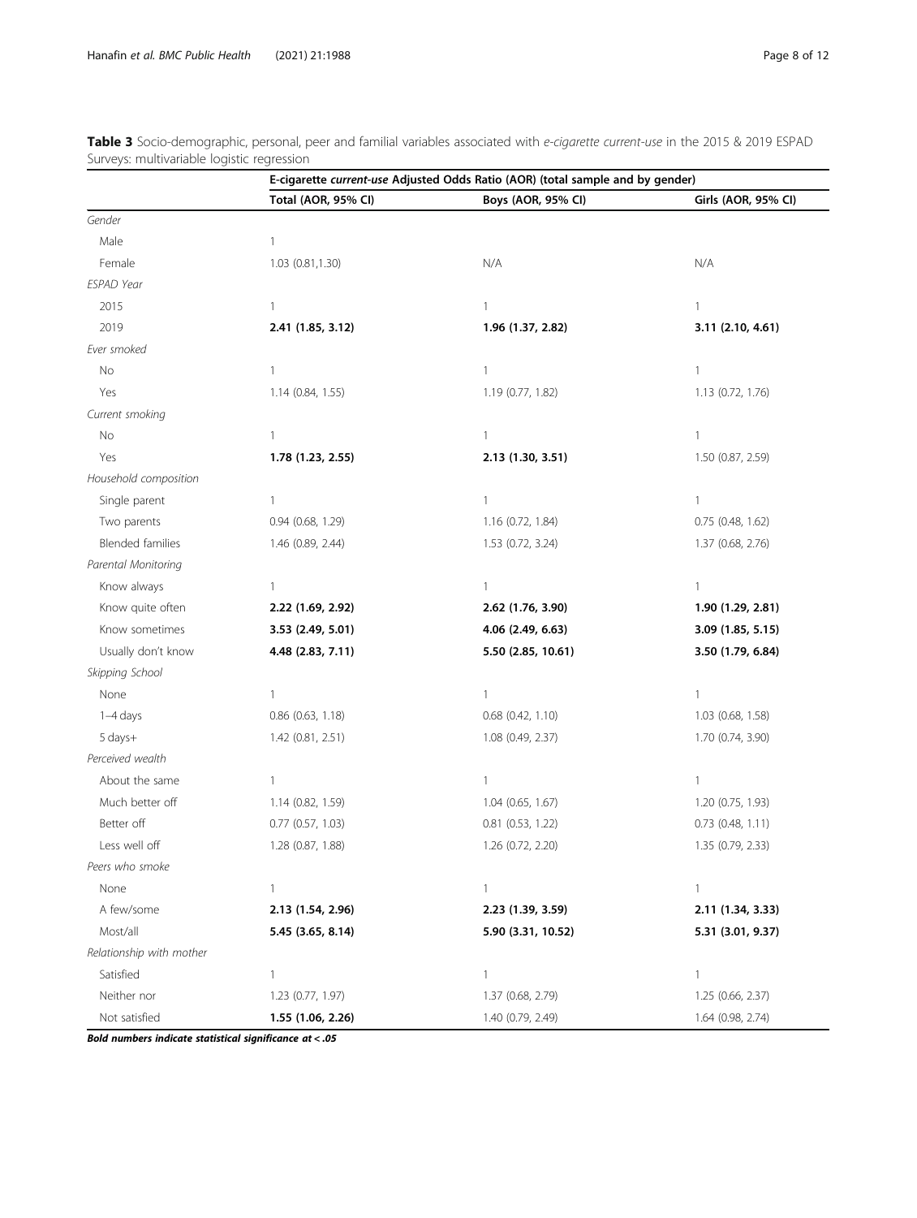**Table 3** Socio-demographic, personal, peer and familial variables associated with *e-cigarette current-use* in the 2015 & 2019 ESPAD Surveys: multivariable logistic regression

| | E-cigarette *current-use* Adjusted Odds Ratio (AOR) (total sample and by gender) | | |
|---|---|---|---|
| | **Total (AOR, 95% CI)** | **Boys (AOR, 95% CI)** | **Girls (AOR, 95% CI)** |
| *Gender* | | | |
| Male | 1 | | |
| Female | 1.03 (0.81,1.30) | N/A | N/A |
| *ESPAD Year* | | | |
| 2015 | 1 | 1 | 1 |
| 2019 | **2.41 (1.85, 3.12)** | **1.96 (1.37, 2.82)** | **3.11 (2.10, 4.61)** |
| *Ever smoked* | | | |
| No | 1 | 1 | 1 |
| Yes | 1.14 (0.84, 1.55) | 1.19 (0.77, 1.82) | 1.13 (0.72, 1.76) |
| *Current smoking* | | | |
| No | 1 | 1 | 1 |
| Yes | **1.78 (1.23, 2.55)** | **2.13 (1.30, 3.51)** | 1.50 (0.87, 2.59) |
| *Household composition* | | | |
| Single parent | 1 | 1 | 1 |
| Two parents | 0.94 (0.68, 1.29) | 1.16 (0.72, 1.84) | 0.75 (0.48, 1.62) |
| Blended families | 1.46 (0.89, 2.44) | 1.53 (0.72, 3.24) | 1.37 (0.68, 2.76) |
| *Parental Monitoring* | | | |
| Know always | 1 | 1 | 1 |
| Know quite often | **2.22 (1.69, 2.92)** | **2.62 (1.76, 3.90)** | **1.90 (1.29, 2.81)** |
| Know sometimes | **3.53 (2.49, 5.01)** | **4.06 (2.49, 6.63)** | **3.09 (1.85, 5.15)** |
| Usually don't know | **4.48 (2.83, 7.11)** | **5.50 (2.85, 10.61)** | **3.50 (1.79, 6.84)** |
| *Skipping School* | | | |
| None | 1 | 1 | 1 |
| 1–4 days | 0.86 (0.63, 1.18) | 0.68 (0.42, 1.10) | 1.03 (0.68, 1.58) |
| 5 days+ | 1.42 (0.81, 2.51) | 1.08 (0.49, 2.37) | 1.70 (0.74, 3.90) |
| *Perceived wealth* | | | |
| About the same | 1 | 1 | 1 |
| Much better off | 1.14 (0.82, 1.59) | 1.04 (0.65, 1.67) | 1.20 (0.75, 1.93) |
| Better off | 0.77 (0.57, 1.03) | 0.81 (0.53, 1.22) | 0.73 (0.48, 1.11) |
| Less well off | 1.28 (0.87, 1.88) | 1.26 (0.72, 2.20) | 1.35 (0.79, 2.33) |
| *Peers who smoke* | | | |
| None | 1 | 1 | 1 |
| A few/some | **2.13 (1.54, 2.96)** | **2.23 (1.39, 3.59)** | **2.11 (1.34, 3.33)** |
| Most/all | **5.45 (3.65, 8.14)** | **5.90 (3.31, 10.52)** | **5.31 (3.01, 9.37)** |
| *Relationship with mother* | | | |
| Satisfied | 1 | 1 | 1 |
| Neither nor | 1.23 (0.77, 1.97) | 1.37 (0.68, 2.79) | 1.25 (0.66, 2.37) |
| Not satisfied | **1.55 (1.06, 2.26)** | 1.40 (0.79, 2.49) | 1.64 (0.98, 2.74) |

***Bold numbers indicate statistical significance at < .05***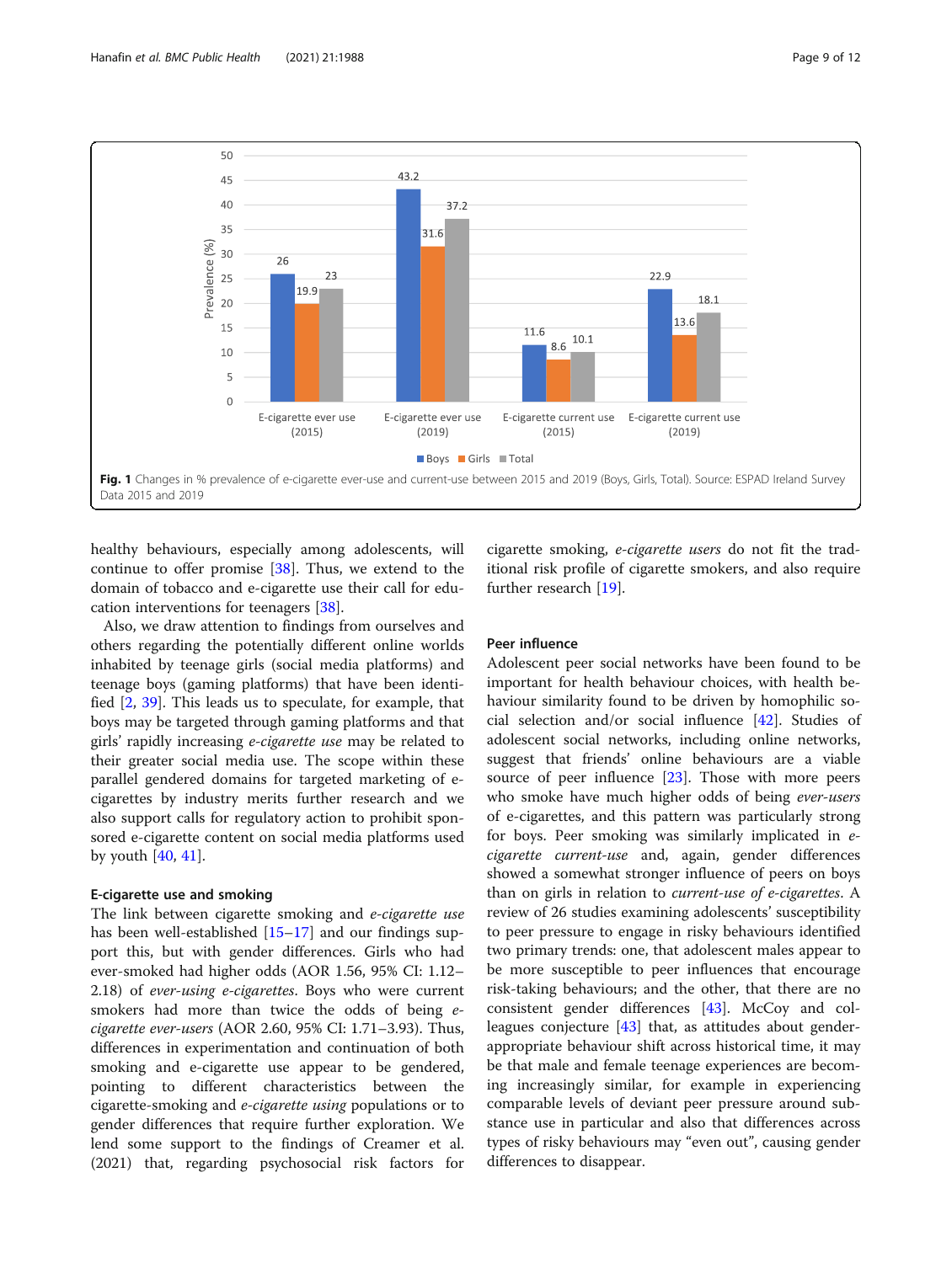Fig. 1 Changes in % prevalence of e-cigarette ever-use and current-use between 2015 and 2019 (Boys, Girls, Total). Source: ESPAD Ireland Survey Data 2015 and 2019

healthy behaviours, especially among adolescents, will continue to offer promise [38]. Thus, we extend to the domain of tobacco and e-cigarette use their call for education interventions for teenagers [38].

Also, we draw attention to findings from ourselves and others regarding the potentially different online worlds inhabited by teenage girls (social media platforms) and teenage boys (gaming platforms) that have been identified [2, 39]. This leads us to speculate, for example, that boys may be targeted through gaming platforms and that girls' rapidly increasing *e-cigarette use* may be related to their greater social media use. The scope within these parallel gendered domains for targeted marketing of e-cigarettes by industry merits further research and we also support calls for regulatory action to prohibit sponsored e-cigarette content on social media platforms used by youth [40, 41].

### E-cigarette use and smoking

The link between cigarette smoking and *e-cigarette use* has been well-established [15–17] and our findings support this, but with gender differences. Girls who had ever-smoked had higher odds (AOR 1.56, 95% CI: 1.12–2.18) of *ever-using e-cigarettes*. Boys who were current smokers had more than twice the odds of being *e-cigarette ever-users* (AOR 2.60, 95% CI: 1.71–3.93). Thus, differences in experimentation and continuation of both smoking and e-cigarette use appear to be gendered, pointing to different characteristics between the cigarette-smoking and *e-cigarette using* populations or to gender differences that require further exploration. We lend some support to the findings of Creamer et al. (2021) that, regarding psychosocial risk factors for cigarette smoking, *e-cigarette users* do not fit the traditional risk profile of cigarette smokers, and also require further research [19].

### Peer influence

Adolescent peer social networks have been found to be important for health behaviour choices, with health behaviour similarity found to be driven by homophilic social selection and/or social influence [42]. Studies of adolescent social networks, including online networks, suggest that friends' online behaviours are a viable source of peer influence [23]. Those with more peers who smoke have much higher odds of being *ever-users* of e-cigarettes, and this pattern was particularly strong for boys. Peer smoking was similarly implicated in *e-cigarette current-use* and, again, gender differences showed a somewhat stronger influence of peers on boys than on girls in relation to *current-use of e-cigarettes*. A review of 26 studies examining adolescents' susceptibility to peer pressure to engage in risky behaviours identified two primary trends: one, that adolescent males appear to be more susceptible to peer influences that encourage risk-taking behaviours; and the other, that there are no consistent gender differences [43]. McCoy and colleagues conjecture [43] that, as attitudes about gender-appropriate behaviour shift across historical time, it may be that male and female teenage experiences are becoming increasingly similar, for example in experiencing comparable levels of deviant peer pressure around substance use in particular and also that differences across types of risky behaviours may "even out", causing gender differences to disappear.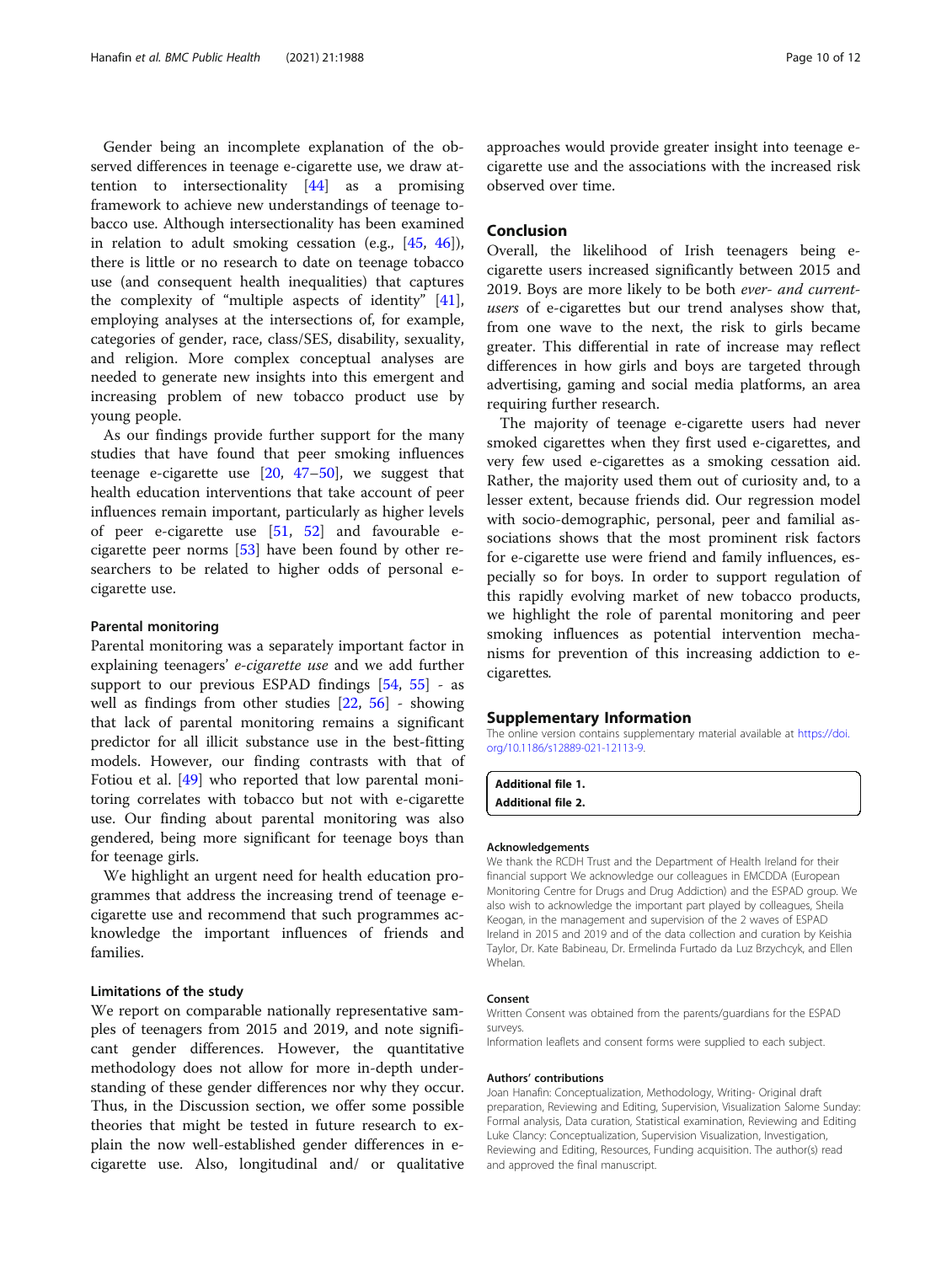Gender being an incomplete explanation of the observed differences in teenage e-cigarette use, we draw attention to intersectionality [44] as a promising framework to achieve new understandings of teenage tobacco use. Although intersectionality has been examined in relation to adult smoking cessation (e.g., [45, 46]), there is little or no research to date on teenage tobacco use (and consequent health inequalities) that captures the complexity of "multiple aspects of identity" [41], employing analyses at the intersections of, for example, categories of gender, race, class/SES, disability, sexuality, and religion. More complex conceptual analyses are needed to generate new insights into this emergent and increasing problem of new tobacco product use by young people.

As our findings provide further support for the many studies that have found that peer smoking influences teenage e-cigarette use [20, 47–50], we suggest that health education interventions that take account of peer influences remain important, particularly as higher levels of peer e-cigarette use [51, 52] and favourable e-cigarette peer norms [53] have been found by other researchers to be related to higher odds of personal e-cigarette use.

### Parental monitoring

Parental monitoring was a separately important factor in explaining teenagers' *e-cigarette use* and we add further support to our previous ESPAD findings [54, 55] - as well as findings from other studies [22, 56] - showing that lack of parental monitoring remains a significant predictor for all illicit substance use in the best-fitting models. However, our finding contrasts with that of Fotiou et al. [49] who reported that low parental monitoring correlates with tobacco but not with e-cigarette use. Our finding about parental monitoring was also gendered, being more significant for teenage boys than for teenage girls.

We highlight an urgent need for health education programmes that address the increasing trend of teenage e-cigarette use and recommend that such programmes acknowledge the important influences of friends and families.

### Limitations of the study

We report on comparable nationally representative samples of teenagers from 2015 and 2019, and note significant gender differences. However, the quantitative methodology does not allow for more in-depth understanding of these gender differences nor why they occur. Thus, in the Discussion section, we offer some possible theories that might be tested in future research to explain the now well-established gender differences in e-cigarette use. Also, longitudinal and/ or qualitative approaches would provide greater insight into teenage e-cigarette use and the associations with the increased risk observed over time.

## Conclusion

Overall, the likelihood of Irish teenagers being e-cigarette users increased significantly between 2015 and 2019. Boys are more likely to be both *ever- and current-users* of e-cigarettes but our trend analyses show that, from one wave to the next, the risk to girls became greater. This differential in rate of increase may reflect differences in how girls and boys are targeted through advertising, gaming and social media platforms, an area requiring further research.

The majority of teenage e-cigarette users had never smoked cigarettes when they first used e-cigarettes, and very few used e-cigarettes as a smoking cessation aid. Rather, the majority used them out of curiosity and, to a lesser extent, because friends did. Our regression model with socio-demographic, personal, peer and familial associations shows that the most prominent risk factors for e-cigarette use were friend and family influences, especially so for boys. In order to support regulation of this rapidly evolving market of new tobacco products, we highlight the role of parental monitoring and peer smoking influences as potential intervention mechanisms for prevention of this increasing addiction to e-cigarettes.

## Supplementary Information

The online version contains supplementary material available at https://doi.org/10.1186/s12889-021-12113-9.

**Additional file 1.**
**Additional file 2.**

#### Acknowledgements

We thank the RCDH Trust and the Department of Health Ireland for their financial support We acknowledge our colleagues in EMCDDA (European Monitoring Centre for Drugs and Drug Addiction) and the ESPAD group. We also wish to acknowledge the important part played by colleagues, Sheila Keogan, in the management and supervision of the 2 waves of ESPAD Ireland in 2015 and 2019 and of the data collection and curation by Keishia Taylor, Dr. Kate Babineau, Dr. Ermelinda Furtado da Luz Brzychcyk, and Ellen Whelan.

#### Consent

Written Consent was obtained from the parents/guardians for the ESPAD surveys.
Information leaflets and consent forms were supplied to each subject.

#### Authors' contributions

Joan Hanafin: Conceptualization, Methodology, Writing- Original draft preparation, Reviewing and Editing, Supervision, Visualization Salome Sunday: Formal analysis, Data curation, Statistical examination, Reviewing and Editing Luke Clancy: Conceptualization, Supervision Visualization, Investigation, Reviewing and Editing, Resources, Funding acquisition. The author(s) read and approved the final manuscript.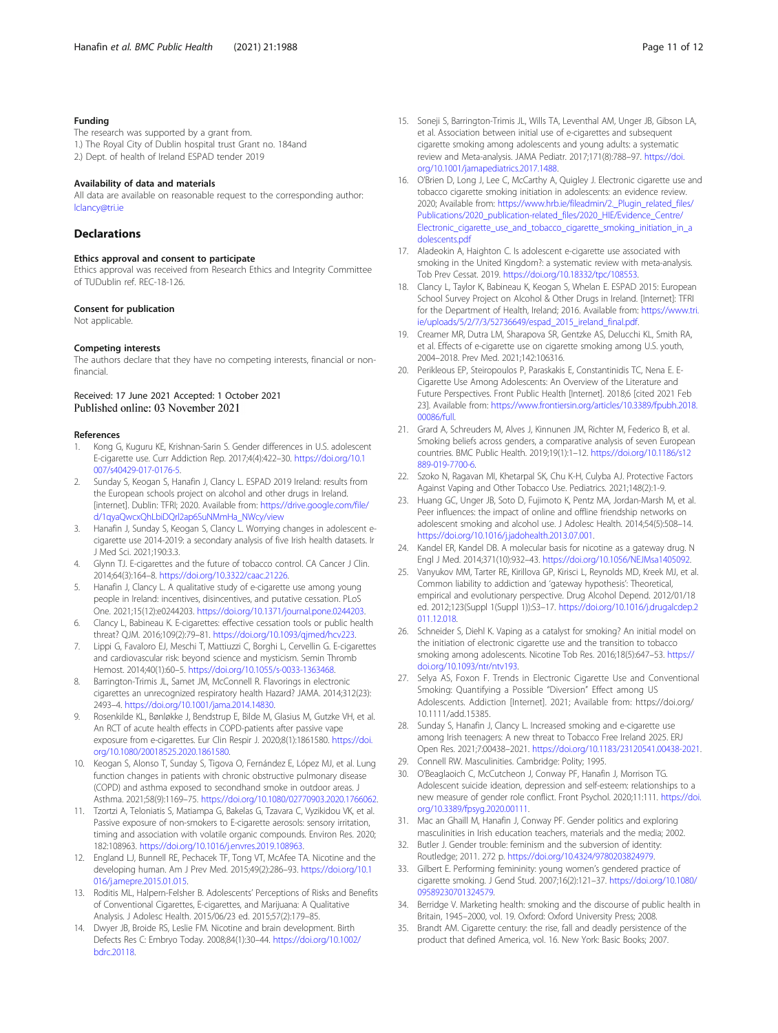### Funding

The research was supported by a grant from.

1.) The Royal City of Dublin hospital trust Grant no. 184and

2.) Dept. of health of Ireland ESPAD tender 2019

### Availability of data and materials

All data are available on reasonable request to the corresponding author: lclancy@tri.ie

## Declarations

### Ethics approval and consent to participate

Ethics approval was received from Research Ethics and Integrity Committee of TUDublin ref. REC-18-126.

### Consent for publication

Not applicable.

### Competing interests

The authors declare that they have no competing interests, financial or non-financial.

Received: 17 June 2021 Accepted: 1 October 2021
Published online: 03 November 2021

### References

1. Kong G, Kuguru KE, Krishnan-Sarin S. Gender differences in U.S. adolescent E-cigarette use. Curr Addiction Rep. 2017;4(4):422–30. https://doi.org/10.1007/s40429-017-0176-5.
2. Sunday S, Keogan S, Hanafin J, Clancy L. ESPAD 2019 Ireland: results from the European schools project on alcohol and other drugs in Ireland. [internet]. Dublin: TFRI; 2020. Available from: https://drive.google.com/file/d/1qyaQwcxQhLbiDQrl2ap6SuNMmHa_NWcy/view
3. Hanafin J, Sunday S, Keogan S, Clancy L. Worrying changes in adolescent e-cigarette use 2014-2019: a secondary analysis of five Irish health datasets. Ir J Med Sci. 2021;190:3.3.
4. Glynn TJ. E-cigarettes and the future of tobacco control. CA Cancer J Clin. 2014;64(3):164–8. https://doi.org/10.3322/caac.21226.
5. Hanafin J, Clancy L. A qualitative study of e-cigarette use among young people in Ireland: incentives, disincentives, and putative cessation. PLoS One. 2021;15(12):e0244203. https://doi.org/10.1371/journal.pone.0244203.
6. Clancy L, Babineau K. E-cigarettes: effective cessation tools or public health threat? QJM. 2016;109(2):79–81. https://doi.org/10.1093/qjmed/hcv223.
7. Lippi G, Favaloro EJ, Meschi T, Mattiuzzi C, Borghi L, Cervellin G. E-cigarettes and cardiovascular risk: beyond science and mysticism. Semin Thromb Hemost. 2014;40(1):60–5. https://doi.org/10.1055/s-0033-1363468.
8. Barrington-Trimis JL, Samet JM, McConnell R. Flavorings in electronic cigarettes an unrecognized respiratory health Hazard? JAMA. 2014;312(23):2493–4. https://doi.org/10.1001/jama.2014.14830.
9. Rosenkilde KL, Bønløkke J, Bendstrup E, Bilde M, Glasius M, Gutzke VH, et al. An RCT of acute health effects in COPD-patients after passive vape exposure from e-cigarettes. Eur Clin Respir J. 2020;8(1):1861580. https://doi.org/10.1080/20018525.2020.1861580.
10. Keogan S, Alonso T, Sunday S, Tigova O, Fernández E, López MJ, et al. Lung function changes in patients with chronic obstructive pulmonary disease (COPD) and asthma exposed to secondhand smoke in outdoor areas. J Asthma. 2021;58(9):1169–75. https://doi.org/10.1080/02770903.2020.1766062.
11. Tzortzi A, Teloniatis S, Matiampa G, Bakelas G, Tzavara C, Vyzikidou VK, et al. Passive exposure of non-smokers to E-cigarette aerosols: sensory irritation, timing and association with volatile organic compounds. Environ Res. 2020;182:108963. https://doi.org/10.1016/j.envres.2019.108963.
12. England LJ, Bunnell RE, Pechacek TF, Tong VT, McAfee TA. Nicotine and the developing human. Am J Prev Med. 2015;49(2):286–93. https://doi.org/10.1016/j.amepre.2015.01.015.
13. Roditis ML, Halpern-Felsher B. Adolescents' Perceptions of Risks and Benefits of Conventional Cigarettes, E-cigarettes, and Marijuana: A Qualitative Analysis. J Adolesc Health. 2015/06/23 ed. 2015;57(2):179–85.
14. Dwyer JB, Broide RS, Leslie FM. Nicotine and brain development. Birth Defects Res C: Embryo Today. 2008;84(1):30–44. https://doi.org/10.1002/bdrc.20118.
15. Soneji S, Barrington-Trimis JL, Wills TA, Leventhal AM, Unger JB, Gibson LA, et al. Association between initial use of e-cigarettes and subsequent cigarette smoking among adolescents and young adults: a systematic review and Meta-analysis. JAMA Pediatr. 2017;171(8):788–97. https://doi.org/10.1001/jamapediatrics.2017.1488.
16. O'Brien D, Long J, Lee C, McCarthy A, Quigley J. Electronic cigarette use and tobacco cigarette smoking initiation in adolescents: an evidence review. 2020; Available from: https://www.hrb.ie/fileadmin/2._Plugin_related_files/Publications/2020_publication-related_files/2020_HIE/Evidence_Centre/Electronic_cigarette_use_and_tobacco_cigarette_smoking_initiation_in_adolescents.pdf
17. Aladeokin A, Haighton C. Is adolescent e-cigarette use associated with smoking in the United Kingdom?: a systematic review with meta-analysis. Tob Prev Cessat. 2019. https://doi.org/10.18332/tpc/108553.
18. Clancy L, Taylor K, Babineau K, Keogan S, Whelan E. ESPAD 2015: European School Survey Project on Alcohol & Other Drugs in Ireland. [Internet]: TFRI for the Department of Health, Ireland; 2016. Available from: https://www.tri.ie/uploads/5/2/7/3/52736649/espad_2015_ireland_final.pdf.
19. Creamer MR, Dutra LM, Sharapova SR, Gentzke AS, Delucchi KL, Smith RA, et al. Effects of e-cigarette use on cigarette smoking among U.S. youth, 2004–2018. Prev Med. 2021;142:106316.
20. Perikleous EP, Steiropoulos P, Paraskakis E, Constantinidis TC, Nena E. E-Cigarette Use Among Adolescents: An Overview of the Literature and Future Perspectives. Front Public Health [Internet]. 2018;6 [cited 2021 Feb 23]. Available from: https://www.frontiersin.org/articles/10.3389/fpubh.2018.00086/full.
21. Grard A, Schreuders M, Alves J, Kinnunen JM, Richter M, Federico B, et al. Smoking beliefs across genders, a comparative analysis of seven European countries. BMC Public Health. 2019;19(1):1–12. https://doi.org/10.1186/s12889-019-7700-6.
22. Szoko N, Ragavan MI, Khetarpal SK, Chu K-H, Culyba AJ. Protective Factors Against Vaping and Other Tobacco Use. Pediatrics. 2021;148(2):1-9.
23. Huang GC, Unger JB, Soto D, Fujimoto K, Pentz MA, Jordan-Marsh M, et al. Peer influences: the impact of online and offline friendship networks on adolescent smoking and alcohol use. J Adolesc Health. 2014;54(5):508–14. https://doi.org/10.1016/j.jadohealth.2013.07.001.
24. Kandel ER, Kandel DB. A molecular basis for nicotine as a gateway drug. N Engl J Med. 2014;371(10):932–43. https://doi.org/10.1056/NEJMsa1405092.
25. Vanyukov MM, Tarter RE, Kirillova GP, Kirisci L, Reynolds MD, Kreek MJ, et al. Common liability to addiction and 'gateway hypothesis': Theoretical, empirical and evolutionary perspective. Drug Alcohol Depend. 2012/01/18 ed. 2012;123(Suppl 1(Suppl 1)):S3–17. https://doi.org/10.1016/j.drugalcdep.2011.12.018.
26. Schneider S, Diehl K. Vaping as a catalyst for smoking? An initial model on the initiation of electronic cigarette use and the transition to tobacco smoking among adolescents. Nicotine Tob Res. 2016;18(5):647–53. https://doi.org/10.1093/ntr/ntv193.
27. Selya AS, Foxon F. Trends in Electronic Cigarette Use and Conventional Smoking: Quantifying a Possible "Diversion" Effect among US Adolescents. Addiction [Internet]. 2021; Available from: https://doi.org/10.1111/add.15385.
28. Sunday S, Hanafin J, Clancy L. Increased smoking and e-cigarette use among Irish teenagers: A new threat to Tobacco Free Ireland 2025. ERJ Open Res. 2021;7:00438–2021. https://doi.org/10.1183/23120541.00438-2021.
29. Connell RW. Masculinities. Cambridge: Polity; 1995.
30. O'Beaglaoich C, McCutcheon J, Conway PF, Hanafin J, Morrison TG. Adolescent suicide ideation, depression and self-esteem: relationships to a new measure of gender role conflict. Front Psychol. 2020;11:111. https://doi.org/10.3389/fpsyg.2020.00111.
31. Mac an Ghaill M, Hanafin J, Conway PF. Gender politics and exploring masculinities in Irish education teachers, materials and the media; 2002.
32. Butler J. Gender trouble: feminism and the subversion of identity: Routledge; 2011. 272 p. https://doi.org/10.4324/9780203824979.
33. Gilbert E. Performing femininity: young women's gendered practice of cigarette smoking. J Gend Stud. 2007;16(2):121–37. https://doi.org/10.1080/09589230701324579.
34. Berridge V. Marketing health: smoking and the discourse of public health in Britain, 1945–2000, vol. 19. Oxford: Oxford University Press; 2008.
35. Brandt AM. Cigarette century: the rise, fall and deadly persistence of the product that defined America, vol. 16. New York: Basic Books; 2007.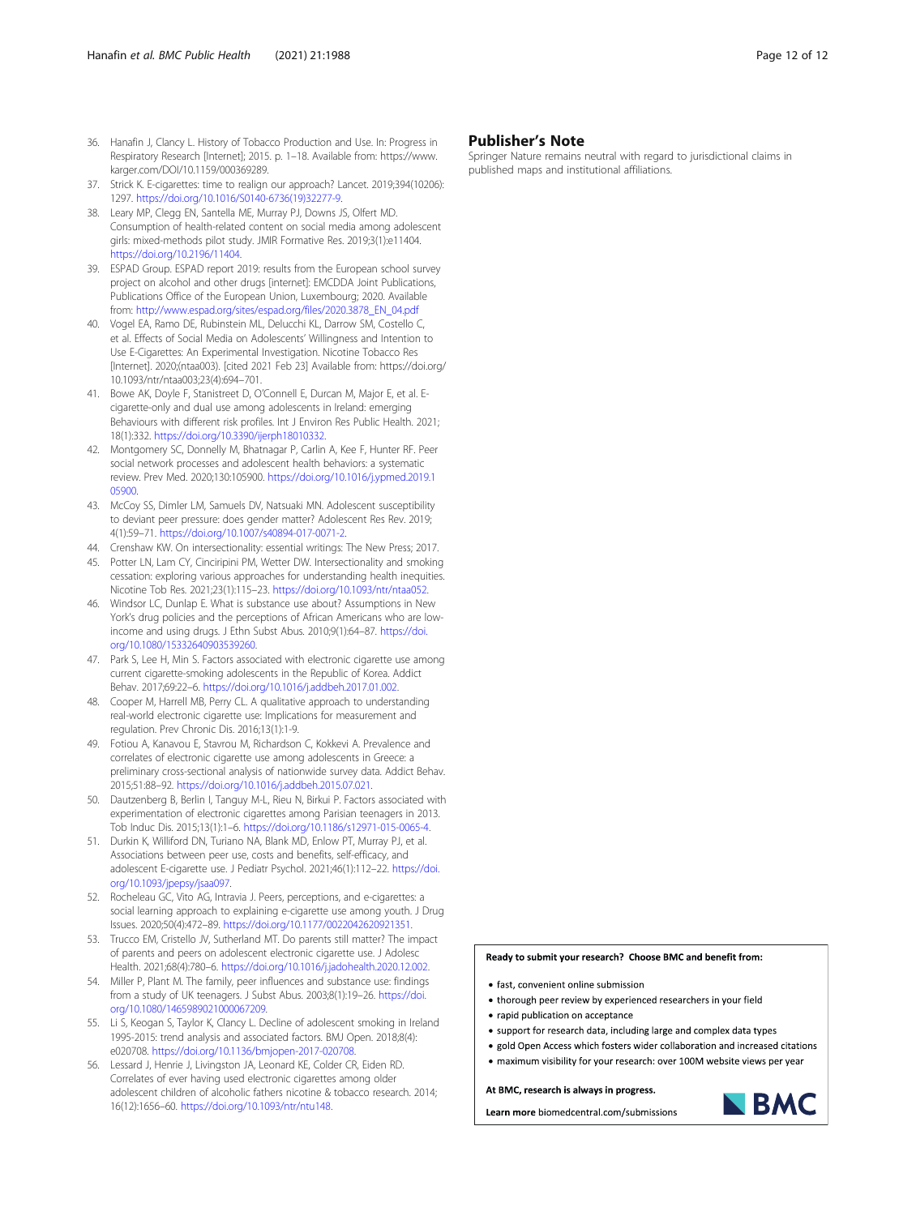36. Hanafin J, Clancy L. History of Tobacco Production and Use. In: Progress in Respiratory Research [Internet]; 2015. p. 1–18. Available from: https://www.karger.com/DOI/10.1159/000369289.
37. Strick K. E-cigarettes: time to realign our approach? Lancet. 2019;394(10206):1297. https://doi.org/10.1016/S0140-6736(19)32277-9.
38. Leary MP, Clegg EN, Santella ME, Murray PJ, Downs JS, Olfert MD. Consumption of health-related content on social media among adolescent girls: mixed-methods pilot study. JMIR Formative Res. 2019;3(1):e11404. https://doi.org/10.2196/11404.
39. ESPAD Group. ESPAD report 2019: results from the European school survey project on alcohol and other drugs [internet]: EMCDDA Joint Publications, Publications Office of the European Union, Luxembourg; 2020. Available from: http://www.espad.org/sites/espad.org/files/2020.3878_EN_04.pdf
40. Vogel EA, Ramo DE, Rubinstein ML, Delucchi KL, Darrow SM, Costello C, et al. Effects of Social Media on Adolescents' Willingness and Intention to Use E-Cigarettes: An Experimental Investigation. Nicotine Tobacco Res [Internet]. 2020;(ntaa003). [cited 2021 Feb 23] Available from: https://doi.org/10.1093/ntr/ntaa003;23(4):694–701.
41. Bowe AK, Doyle F, Stanistreet D, O'Connell E, Durcan M, Major E, et al. E-cigarette-only and dual use among adolescents in Ireland: emerging Behaviours with different risk profiles. Int J Environ Res Public Health. 2021;18(1):332. https://doi.org/10.3390/ijerph18010332.
42. Montgomery SC, Donnelly M, Bhatnagar P, Carlin A, Kee F, Hunter RF. Peer social network processes and adolescent health behaviors: a systematic review. Prev Med. 2020;130:105900. https://doi.org/10.1016/j.ypmed.2019.105900.
43. McCoy SS, Dimler LM, Samuels DV, Natsuaki MN. Adolescent susceptibility to deviant peer pressure: does gender matter? Adolescent Res Rev. 2019;4(1):59–71. https://doi.org/10.1007/s40894-017-0071-2.
44. Crenshaw KW. On intersectionality: essential writings: The New Press; 2017.
45. Potter LN, Lam CY, Cinciripini PM, Wetter DW. Intersectionality and smoking cessation: exploring various approaches for understanding health inequities. Nicotine Tob Res. 2021;23(1):115–23. https://doi.org/10.1093/ntr/ntaa052.
46. Windsor LC, Dunlap E. What is substance use about? Assumptions in New York's drug policies and the perceptions of African Americans who are low-income and using drugs. J Ethn Subst Abus. 2010;9(1):64–87. https://doi.org/10.1080/15332640903539260.
47. Park S, Lee H, Min S. Factors associated with electronic cigarette use among current cigarette-smoking adolescents in the Republic of Korea. Addict Behav. 2017;69:22–6. https://doi.org/10.1016/j.addbeh.2017.01.002.
48. Cooper M, Harrell MB, Perry CL. A qualitative approach to understanding real-world electronic cigarette use: Implications for measurement and regulation. Prev Chronic Dis. 2016;13(1):1-9.
49. Fotiou A, Kanavou E, Stavrou M, Richardson C, Kokkevi A. Prevalence and correlates of electronic cigarette use among adolescents in Greece: a preliminary cross-sectional analysis of nationwide survey data. Addict Behav. 2015;51:88–92. https://doi.org/10.1016/j.addbeh.2015.07.021.
50. Dautzenberg B, Berlin I, Tanguy M-L, Rieu N, Birkui P. Factors associated with experimentation of electronic cigarettes among Parisian teenagers in 2013. Tob Induc Dis. 2015;13(1):1–6. https://doi.org/10.1186/s12971-015-0065-4.
51. Durkin K, Williford DN, Turiano NA, Blank MD, Enlow PT, Murray PJ, et al. Associations between peer use, costs and benefits, self-efficacy, and adolescent E-cigarette use. J Pediatr Psychol. 2021;46(1):112–22. https://doi.org/10.1093/jpepsy/jsaa097.
52. Rocheleau GC, Vito AG, Intravia J. Peers, perceptions, and e-cigarettes: a social learning approach to explaining e-cigarette use among youth. J Drug Issues. 2020;50(4):472–89. https://doi.org/10.1177/0022042620921351.
53. Trucco EM, Cristello JV, Sutherland MT. Do parents still matter? The impact of parents and peers on adolescent electronic cigarette use. J Adolesc Health. 2021;68(4):780–6. https://doi.org/10.1016/j.jadohealth.2020.12.002.
54. Miller P, Plant M. The family, peer influences and substance use: findings from a study of UK teenagers. J Subst Abus. 2003;8(1):19–26. https://doi.org/10.1080/1465989021000067209.
55. Li S, Keogan S, Taylor K, Clancy L. Decline of adolescent smoking in Ireland 1995-2015: trend analysis and associated factors. BMJ Open. 2018;8(4):e020708. https://doi.org/10.1136/bmjopen-2017-020708.
56. Lessard J, Henrie J, Livingston JA, Leonard KE, Colder CR, Eiden RD. Correlates of ever having used electronic cigarettes among older adolescent children of alcoholic fathers nicotine & tobacco research. 2014;16(12):1656–60. https://doi.org/10.1093/ntr/ntu148.

## Publisher's Note

Springer Nature remains neutral with regard to jurisdictional claims in published maps and institutional affiliations.

**Ready to submit your research? Choose BMC and benefit from:**

- fast, convenient online submission
- thorough peer review by experienced researchers in your field
- rapid publication on acceptance
- support for research data, including large and complex data types
- gold Open Access which fosters wider collaboration and increased citations
- maximum visibility for your research: over 100M website views per year

**At BMC, research is always in progress.**

**Learn more** biomedcentral.com/submissions

BMC